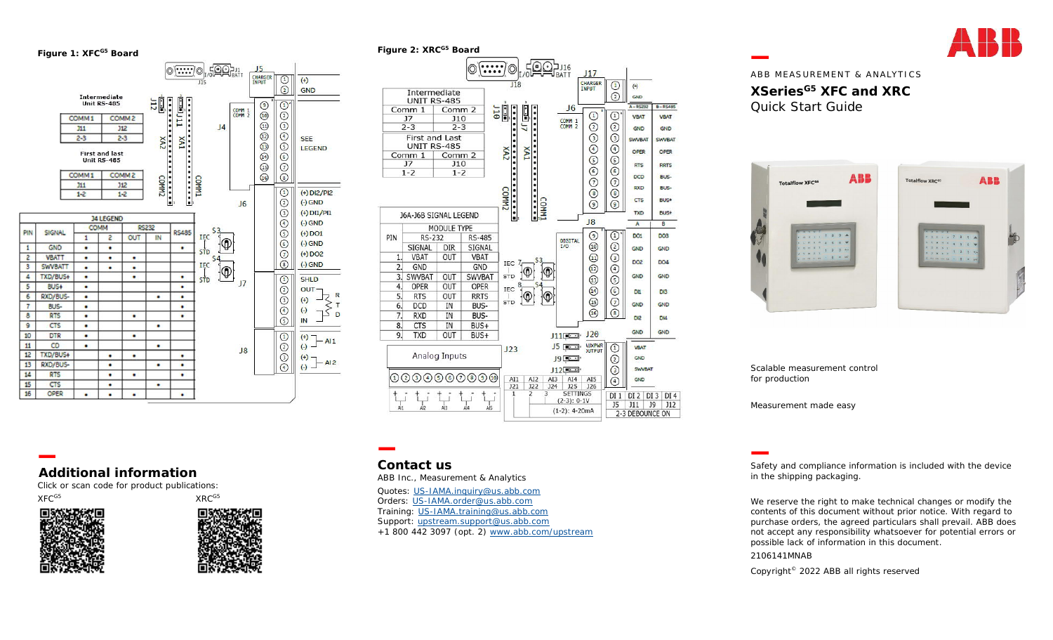**Figure 1: XFC[G5] Board**

| Intermediate Unit RS-485 | |
| --- | --- |
| COMM 1 | COMM 2 |
| J11 | J12 |
| 2-3 | 2-3 |

| First and last Unit RS-485 | |
| --- | --- |
| COMM 1 | COMM 2 |
| J11 | J12 |
| 1-2 | 1-2 |

J4 LEGEND

| PIN | SIGNAL | COMM 1 | COMM 2 | RS232 OUT | RS232 IN | RS485 |
| --- | --- | --- | --- | --- | --- | --- |
| 1 | GND | • | • | | | • |
| 2 | VBATT | • | • | • | | |
| 3 | SWVBATT | • | • | • | | |
| 4 | TXD/BUS+ | • | | • | | • |
| 5 | BUS+ | • | | | | • |
| 6 | RXD/BUS- | • | | | • | • |
| 7 | BUS- | • | | | | • |
| 8 | RTS | • | | • | | • |
| 9 | CTS | • | | | • | |
| 10 | DTR | • | | • | | |
| 11 | CD | • | | | • | |
| 12 | TXD/BUS+ | | • | • | | • |
| 13 | RXD/BUS- | | • | | • | • |
| 14 | RTS | | • | • | | • |
| 15 | CTS | | • | | • | |
| 16 | OPER | • | • | • | | • |

J5 CHARGER INPUT: 1 (+), 2 GND

J4 (COMM 1, COMM 2): SEE LEGEND

J6: 1 (+) DI2/PI2, 2 (-) GND, 3 (+) DI1/PI1, 4 (-) GND, 5 (+) DO1, 6 (-) GND, 7 (+) DO2, 8 (-) GND

J7: 1 SHLD, 2 OUT, 3 (+), 4 (-), 5 IN — RTD

J8: 1 (+), 2 (-) AI1; 3 (+), 4 (-) AI2

S3, S4: IEC / STD

**Figure 2: XRC[G5] Board**

| Intermediate UNIT RS-485 | |
| --- | --- |
| Comm 1 | Comm 2 |
| J7 | J10 |
| 2-3 | 2-3 |

| First and Last UNIT RS-485 | |
| --- | --- |
| Comm 1 | Comm 2 |
| J7 | J10 |
| 1-2 | 1-2 |

J6A-J6B SIGNAL LEGEND

| PIN | RS-232 SIGNAL | DIR | RS-485 SIGNAL |
| --- | --- | --- | --- |
| 1. | VBAT | OUT | VBAT |
| 2. | GND | | GND |
| 3. | SWVBAT | OUT | SWVBAT |
| 4. | OPER | OUT | OPER |
| 5. | RTS | OUT | RRTS |
| 6. | DCD | IN | BUS- |
| 7. | RXD | IN | BUS- |
| 8. | CTS | IN | BUS+ |
| 9. | TXD | OUT | BUS+ |

J17 CHARGER INPUT: 1 (+), 2 GND

| J6 | A - RS232 | B - RS485 |
| --- | --- | --- |
| 1 | VBAT | VBAT |
| 2 | GND | GND |
| 3 | SWVBAT | SWVBAT |
| 4 | OPER | OPER |
| 5 | RTS | RRTS |
| 6 | DCD | BUS- |
| 7 | RXD | BUS- |
| 8 | CTS | BUS+ |
| 9 | TXD | BUS+ |

| J8 DIGITAL I/O | A | B |
| --- | --- | --- |
| 1 | DO1 | DO3 |
| 2 | GND | GND |
| 3 | DO2 | DO4 |
| 4 | GND | GND |
| 5 | DI1 | DI3 |
| 6 | GND | GND |
| 7 | DI2 | DI4 |
| 8 | GND | GND |

J20 AUXPWR OUTPUT: 1 VBAT, 2 GND, 3 SWVBAT, 4 GND

Analog Inputs: 1–10 (AI1–AI5)

| AI1 | AI2 | AI3 | AI4 | AI5 |
| --- | --- | --- | --- | --- |
| J21 | J22 | J24 | J25 | J26 |

SETTINGS: (2-3): 0-1V; (1-2): 4-20mA

| DI 1 | DI 2 | DI 3 | DI 4 |
| --- | --- | --- | --- |
| J5 | J11 | J9 | J12 |

2-3 DEBOUNCE ON

## ABB MEASUREMENT & ANALYTICS

# XSeries[G5] XFC and XRC

## Quick Start Guide

Scalable measurement control for production

Measurement made easy

## Additional information

Click or scan code for product publications:

XFC[G5] XRC[G5]

## Contact us

ABB Inc., Measurement & Analytics

Quotes: US-IAMA.inquiry@us.abb.com
Orders: US-IAMA.order@us.abb.com
Training: US-IAMA.training@us.abb.com
Support: upstream.support@us.abb.com
+1 800 442 3097 (opt. 2) www.abb.com/upstream

Safety and compliance information is included with the device in the shipping packaging.

We reserve the right to make technical changes or modify the contents of this document without prior notice. With regard to purchase orders, the agreed particulars shall prevail. ABB does not accept any responsibility whatsoever for potential errors or possible lack of information in this document.

2106141MNAB

Copyright© 2022 ABB all rights reserved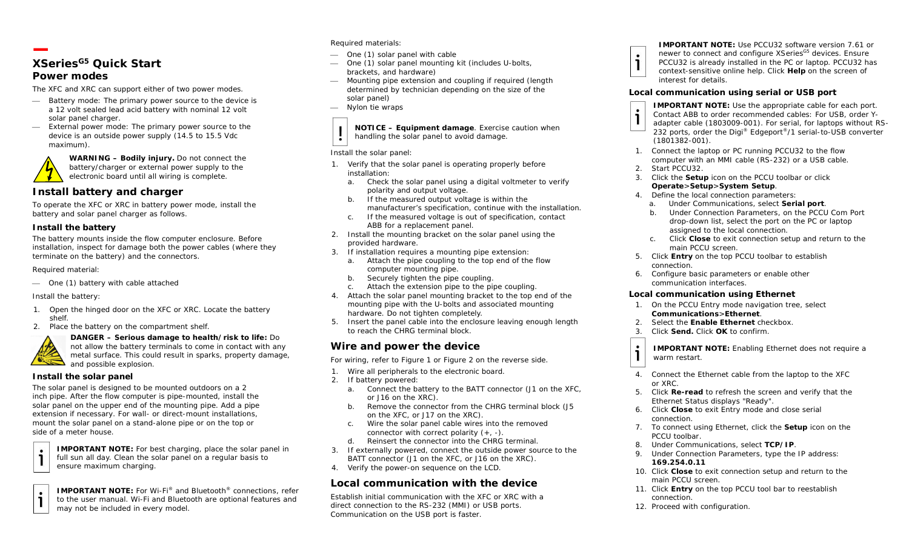# XSeries[G5] Quick Start

## Power modes

The XFC and XRC can support either of two power modes.

- Battery mode: The primary power source to the device is a 12 volt sealed lead acid battery with nominal 12 volt solar panel charger.
- External power mode: The primary power source to the device is an outside power supply (14.5 to 15.5 Vdc maximum).

**WARNING – Bodily injury.** Do not connect the battery/charger or external power supply to the electronic board until all wiring is complete.

## Install battery and charger

To operate the XFC or XRC in battery power mode, install the battery and solar panel charger as follows.

### Install the battery

The battery mounts inside the flow computer enclosure. Before installation, inspect for damage both the power cables (where they terminate on the battery) and the connectors.

Required material:

- One (1) battery with cable attached

Install the battery:

1. Open the hinged door on the XFC or XRC. Locate the battery shelf.
2. Place the battery on the compartment shelf.

**DANGER – Serious damage to health/risk to life:** Do not allow the battery terminals to come in contact with any metal surface. This could result in sparks, property damage, and possible explosion.

### Install the solar panel

The solar panel is designed to be mounted outdoors on a 2 inch pipe. After the flow computer is pipe-mounted, install the solar panel on the upper end of the mounting pipe. Add a pipe extension if necessary. For wall- or direct-mount installations, mount the solar panel on a stand-alone pipe or on the top or side of a meter house.

**IMPORTANT NOTE:** For best charging, place the solar panel in full sun all day. Clean the solar panel on a regular basis to ensure maximum charging.

**IMPORTANT NOTE:** For Wi-Fi® and Bluetooth® connections, refer to the user manual. Wi-Fi and Bluetooth are optional features and may not be included in every model.

Required materials:

- One (1) solar panel with cable
- One (1) solar panel mounting kit (includes U-bolts, brackets, and hardware)
- Mounting pipe extension and coupling if required (length determined by technician depending on the size of the solar panel)
- Nylon tie wraps

**NOTICE – Equipment damage**. Exercise caution when handling the solar panel to avoid damage.

Install the solar panel:

1. Verify that the solar panel is operating properly before installation:
   a. Check the solar panel using a digital voltmeter to verify polarity and output voltage.
   b. If the measured output voltage is within the manufacturer's specification, continue with the installation.
   c. If the measured voltage is out of specification, contact ABB for a replacement panel.
2. Install the mounting bracket on the solar panel using the provided hardware.
3. If installation requires a mounting pipe extension:
   a. Attach the pipe coupling to the top end of the flow computer mounting pipe.
   b. Securely tighten the pipe coupling.
   c. Attach the extension pipe to the pipe coupling.
4. Attach the solar panel mounting bracket to the top end of the mounting pipe with the U-bolts and associated mounting hardware. Do not tighten completely.
5. Insert the panel cable into the enclosure leaving enough length to reach the CHRG terminal block.

## Wire and power the device

For wiring, refer to Figure 1 or Figure 2 on the reverse side.

1. Wire all peripherals to the electronic board.
2. If battery powered:
   a. Connect the battery to the BATT connector (J1 on the XFC, or J16 on the XRC).
   b. Remove the connector from the CHRG terminal block (J5 on the XFC, or J17 on the XRC).
   c. Wire the solar panel cable wires into the removed connector with correct polarity (+, -).
   d. Reinsert the connector into the CHRG terminal.
3. If externally powered, connect the outside power source to the BATT connector (J1 on the XFC, or J16 on the XRC).
4. Verify the power-on sequence on the LCD.

## Local communication with the device

Establish initial communication with the XFC or XRC with a direct connection to the RS-232 (MMI) or USB ports. Communication on the USB port is faster.

**IMPORTANT NOTE:** Use PCCU32 software version 7.61 or newer to connect and configure XSeries[G5] devices. Ensure PCCU32 is already installed in the PC or laptop. PCCU32 has context-sensitive online help. Click **Help** on the screen of interest for details.

### Local communication using serial or USB port

**IMPORTANT NOTE:** Use the appropriate cable for each port. Contact ABB to order recommended cables: For USB, order Y-adapter cable (1803009-001). For serial, for laptops without RS-232 ports, order the Digi® Edgeport®/1 serial-to-USB converter (1801382-001).

1. Connect the laptop or PC running PCCU32 to the flow computer with an MMI cable (RS-232) or a USB cable.
2. Start PCCU32.
3. Click the **Setup** icon on the PCCU toolbar or click **Operate>Setup>System Setup**.
4. Define the local connection parameters:
   a. Under Communications, select **Serial port**.
   b. Under Connection Parameters, on the PCCU Com Port drop-down list, select the port on the PC or laptop assigned to the local connection.
   c. Click **Close** to exit connection setup and return to the main PCCU screen.
5. Click **Entry** on the top PCCU toolbar to establish connection.
6. Configure basic parameters or enable other communication interfaces.

### Local communication using Ethernet

1. On the PCCU Entry mode navigation tree, select **Communications>Ethernet**.
2. Select the **Enable Ethernet** checkbox.
3. Click **Send.** Click **OK** to confirm.

**IMPORTANT NOTE:** Enabling Ethernet does not require a warm restart.

4. Connect the Ethernet cable from the laptop to the XFC or XRC.
5. Click **Re-read** to refresh the screen and verify that the Ethernet Status displays "Ready".
6. Click **Close** to exit Entry mode and close serial connection.
7. To connect using Ethernet, click the **Setup** icon on the PCCU toolbar.
8. Under Communications, select **TCP/IP**.
9. Under Connection Parameters, type the IP address: **169.254.0.11**
10. Click **Close** to exit connection setup and return to the main PCCU screen.
11. Click **Entry** on the top PCCU tool bar to reestablish connection.
12. Proceed with configuration.